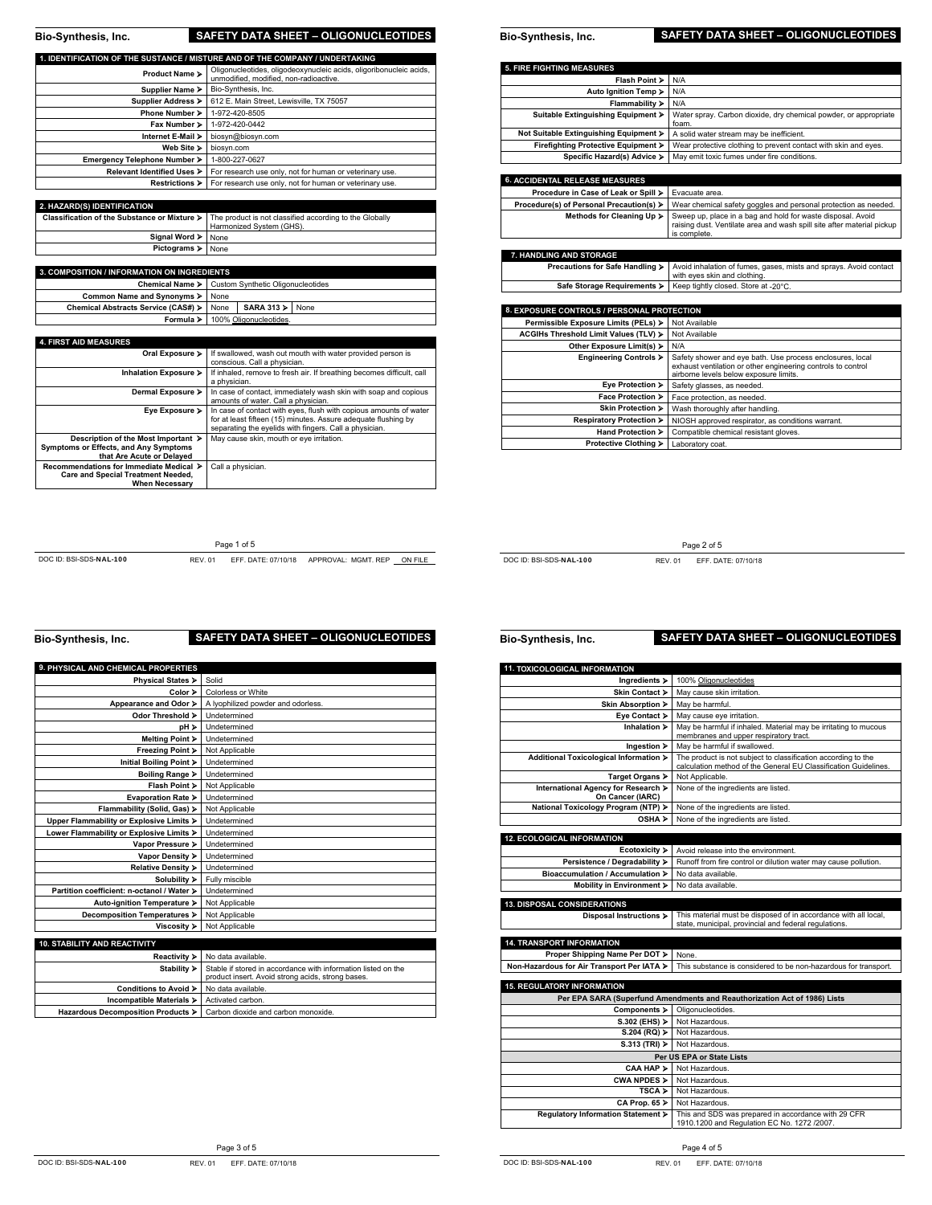# SAFETY DATA SHEET – OLIGONUCLEOTIDES

Bio-Synthesis, Inc.

## 1. IDENTIFICATION OF THE SUBSTANCE / MISTURE AND OF THE COMPANY / UNDERTAKING

| | |
|---|---|
| Product Name ➢ | Oligonucleotides, oligodeoxynucleic acids, oligoribonucleic acids, unmodified, modified, non-radioactive. |
| Supplier Name ➢ | Bio-Synthesis, Inc. |
| Supplier Address ➢ | 612 E. Main Street, Lewisville, TX 75057 |
| Phone Number ➢ | 1-972-420-8505 |
| Fax Number ➢ | 1-972-420-0442 |
| Internet E-Mail ➢ | biosyn@biosyn.com |
| Web Site ➢ | biosyn.com |
| Emergency Telephone Number ➢ | 1-800-227-0627 |
| Relevant Identified Uses ➢ | For research use only, not for human or veterinary use. |
| Restrictions ➢ | For research use only, not for human or veterinary use. |

## 2. HAZARD(S) IDENTIFICATION

| | |
|---|---|
| Classification of the Substance or Mixture ➢ | The product is not classified according to the Globally Harmonized System (GHS). |
| Signal Word ➢ | None |
| Pictograms ➢ | None |

## 3. COMPOSITION / INFORMATION ON INGREDIENTS

| | | | |
|---|---|---|---|
| Chemical Name ➢ | Custom Synthetic Oligonucleotides | | |
| Common Name and Synonyms ➢ | None | | |
| Chemical Abstracts Service (CAS#) ➢ | None | SARA 313 ➢ | None |
| Formula ➢ | 100% Oligonucleotides. | | |

## 4. FIRST AID MEASURES

| | |
|---|---|
| Oral Exposure ➢ | If swallowed, wash out mouth with water provided person is conscious. Call a physician. |
| Inhalation Exposure ➢ | If inhaled, remove to fresh air. If breathing becomes difficult, call a physician. |
| Dermal Exposure ➢ | In case of contact, immediately wash skin with soap and copious amounts of water. Call a physician. |
| Eye Exposure ➢ | In case of contact with eyes, flush with copious amounts of water for at least fifteen (15) minutes. Assure adequate flushing by separating the eyelids with fingers. Call a physician. |
| Description of the Most Important Symptoms or Effects, and Any Symptoms that Are Acute or Delayed ➢ | May cause skin, mouth or eye irritation. |
| Recommendations for Immediate Medical Care and Special Treatment Needed, When Necessary ➢ | Call a physician. |

DOC ID: BSI-SDS-NAL-100 REV. 01 EFF. DATE: 07/10/18 APPROVAL: MGMT. REP ON FILE

## 5. FIRE FIGHTING MEASURES

| | |
|---|---|
| Flash Point ➢ | N/A |
| Auto Ignition Temp ➢ | N/A |
| Flammability ➢ | N/A |
| Suitable Extinguishing Equipment ➢ | Water spray. Carbon dioxide, dry chemical powder, or appropriate foam. |
| Not Suitable Extinguishing Equipment ➢ | A solid water stream may be inefficient. |
| Firefighting Protective Equipment ➢ | Wear protective clothing to prevent contact with skin and eyes. |
| Specific Hazard(s) Advice ➢ | May emit toxic fumes under fire conditions. |

## 6. ACCIDENTAL RELEASE MEASURES

| | |
|---|---|
| Procedure in Case of Leak or Spill ➢ | Evacuate area. |
| Procedure(s) of Personal Precaution(s) ➢ | Wear chemical safety goggles and personal protection as needed. |
| Methods for Cleaning Up ➢ | Sweep up, place in a bag and hold for waste disposal. Avoid raising dust. Ventilate area and wash spill site after material pickup is complete. |

## 7. HANDLING AND STORAGE

| | |
|---|---|
| Precautions for Safe Handling ➢ | Avoid inhalation of fumes, gases, mists and sprays. Avoid contact with eyes skin and clothing. |
| Safe Storage Requirements ➢ | Keep tightly closed. Store at -20°C. |

## 8. EXPOSURE CONTROLS / PERSONAL PROTECTION

| | |
|---|---|
| Permissible Exposure Limits (PELs) ➢ | Not Available |
| ACGIHs Threshold Limit Values (TLV) ➢ | Not Available |
| Other Exposure Limit(s) ➢ | N/A |
| Engineering Controls ➢ | Safety shower and eye bath. Use process enclosures, local exhaust ventilation or other engineering controls to control airborne levels below exposure limits. |
| Eye Protection ➢ | Safety glasses, as needed. |
| Face Protection ➢ | Face protection, as needed. |
| Skin Protection ➢ | Wash thoroughly after handling. |
| Respiratory Protection ➢ | NIOSH approved respirator, as conditions warrant. |
| Hand Protection ➢ | Compatible chemical resistant gloves. |
| Protective Clothing ➢ | Laboratory coat. |

DOC ID: BSI-SDS-NAL-100 REV. 01 EFF. DATE: 07/10/18

## 9. PHYSICAL AND CHEMICAL PROPERTIES

| | |
|---|---|
| Physical States ➢ | Solid |
| Color ➢ | Colorless or White |
| Appearance and Odor ➢ | A lyophilized powder and odorless. |
| Odor Threshold ➢ | Undetermined |
| pH ➢ | Undetermined |
| Melting Point ➢ | Undetermined |
| Freezing Point ➢ | Not Applicable |
| Initial Boiling Point ➢ | Undetermined |
| Boiling Range ➢ | Undetermined |
| Flash Point ➢ | Not Applicable |
| Evaporation Rate ➢ | Undetermined |
| Flammability (Solid, Gas) ➢ | Not Applicable |
| Upper Flammability or Explosive Limits ➢ | Undetermined |
| Lower Flammability or Explosive Limits ➢ | Undetermined |
| Vapor Pressure ➢ | Undetermined |
| Vapor Density ➢ | Undetermined |
| Relative Density ➢ | Undetermined |
| Solubility ➢ | Fully miscible |
| Partition coefficient: n-octanol / Water ➢ | Undetermined |
| Auto-ignition Temperature ➢ | Not Applicable |
| Decomposition Temperatures ➢ | Not Applicable |
| Viscosity ➢ | Not Applicable |

## 10. STABILITY AND REACTIVITY

| | |
|---|---|
| Reactivity ➢ | No data available. |
| Stability ➢ | Stable if stored in accordance with information listed on the product insert. Avoid strong acids, strong bases. |
| Conditions to Avoid ➢ | No data available. |
| Incompatible Materials ➢ | Activated carbon. |
| Hazardous Decomposition Products ➢ | Carbon dioxide and carbon monoxide. |

DOC ID: BSI-SDS-NAL-100 REV. 01 EFF. DATE: 07/10/18

## 11. TOXICOLOGICAL INFORMATION

| | |
|---|---|
| Ingredients ➢ | 100% Oligonucleotides |
| Skin Contact ➢ | May cause skin irritation. |
| Skin Absorption ➢ | May be harmful. |
| Eye Contact ➢ | May cause eye irritation. |
| Inhalation ➢ | May be harmful if inhaled. Material may be irritating to mucous membranes and upper respiratory tract. |
| Ingestion ➢ | May be harmful if swallowed. |
| Additional Toxicological Information ➢ | The product is not subject to classification according to the calculation method of the General EU Classification Guidelines. |
| Target Organs ➢ | Not Applicable. |
| International Agency for Research On Cancer (IARC) ➢ | None of the ingredients are listed. |
| National Toxicology Program (NTP) ➢ | None of the ingredients are listed. |
| OSHA ➢ | None of the ingredients are listed. |

## 12. ECOLOGICAL INFORMATION

| | |
|---|---|
| Ecotoxicity ➢ | Avoid release into the environment. |
| Persistence / Degradability ➢ | Runoff from fire control or dilution water may cause pollution. |
| Bioaccumulation / Accumulation ➢ | No data available. |
| Mobility in Environment ➢ | No data available. |

## 13. DISPOSAL CONSIDERATIONS

| | |
|---|---|
| Disposal Instructions ➢ | This material must be disposed of in accordance with all local, state, municipal, provincial and federal regulations. |

## 14. TRANSPORT INFORMATION

| | |
|---|---|
| Proper Shipping Name Per DOT ➢ | None. |
| Non-Hazardous for Air Transport Per IATA ➢ | This substance is considered to be non-hazardous for transport. |

## 15. REGULATORY INFORMATION

| | |
|---|---|
| **Per EPA SARA (Superfund Amendments and Reauthorization Act of 1986) Lists** | |
| Components ➢ | Oligonucleotides. |
| S.302 (EHS) ➢ | Not Hazardous. |
| S.204 (RQ) ➢ | Not Hazardous. |
| S.313 (TRI) ➢ | Not Hazardous. |
| **Per US EPA or State Lists** | |
| CAA HAP ➢ | Not Hazardous. |
| CWA NPDES ➢ | Not Hazardous. |
| TSCA ➢ | Not Hazardous. |
| CA Prop. 65 ➢ | Not Hazardous. |
| Regulatory Information Statement ➢ | This and SDS was prepared in accordance with 29 CFR 1910.1200 and Regulation EC No. 1272 /2007. |

DOC ID: BSI-SDS-NAL-100 REV. 01 EFF. DATE: 07/10/18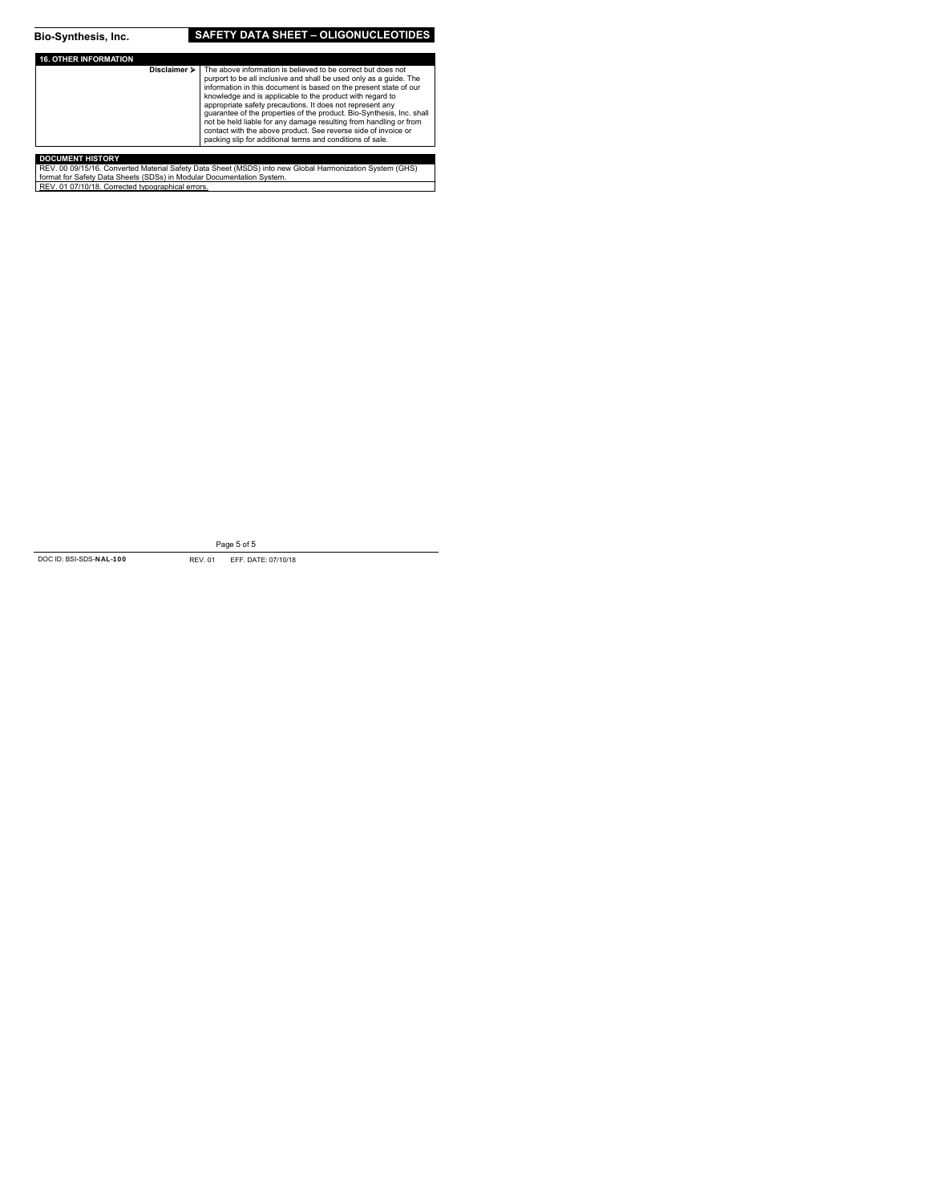## 16. OTHER INFORMATION

| | |
|---|---|
| **Disclaimer ➢** | The above information is believed to be correct but does not purport to be all inclusive and shall be used only as a guide. The information in this document is based on the present state of our knowledge and is applicable to the product with regard to appropriate safety precautions. It does not represent any guarantee of the properties of the product. Bio-Synthesis, Inc. shall not be held liable for any damage resulting from handling or from contact with the above product. See reverse side of invoice or packing slip for additional terms and conditions of sale. |

## DOCUMENT HISTORY

REV. 00 09/15/16. Converted Material Safety Data Sheet (MSDS) into new Global Harmonization System (GHS) format for Safety Data Sheets (SDSs) in Modular Documentation System.

REV. 01 07/10/18. Corrected typographical errors.